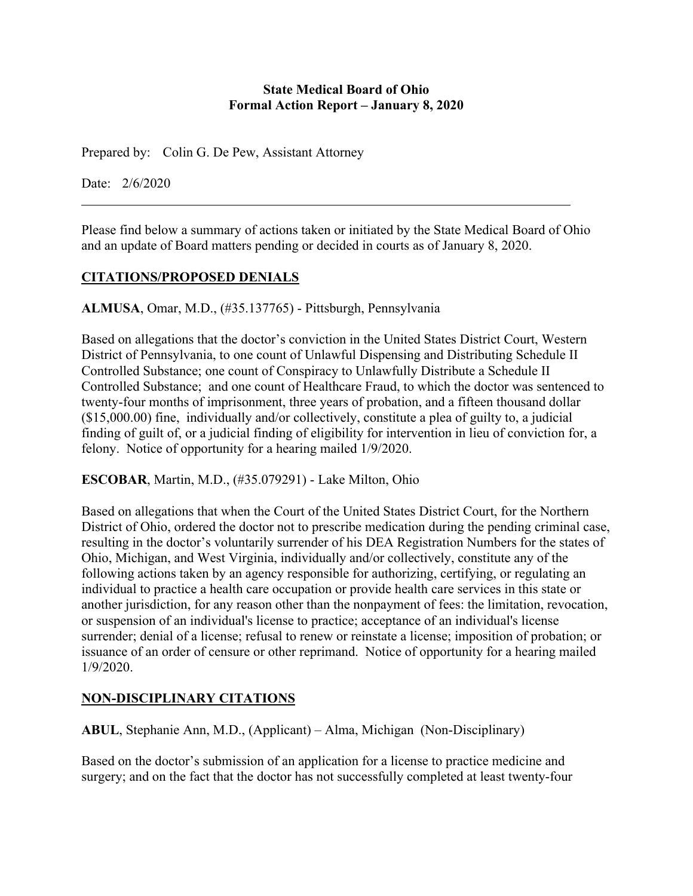**State Medical Board of Ohio**
**Formal Action Report – January 8, 2020**

Prepared by: Colin G. De Pew, Assistant Attorney

Date: 2/6/2020

---

Please find below a summary of actions taken or initiated by the State Medical Board of Ohio and an update of Board matters pending or decided in courts as of January 8, 2020.

## CITATIONS/PROPOSED DENIALS

**ALMUSA**, Omar, M.D., (#35.137765) - Pittsburgh, Pennsylvania

Based on allegations that the doctor's conviction in the United States District Court, Western District of Pennsylvania, to one count of Unlawful Dispensing and Distributing Schedule II Controlled Substance; one count of Conspiracy to Unlawfully Distribute a Schedule II Controlled Substance; and one count of Healthcare Fraud, to which the doctor was sentenced to twenty-four months of imprisonment, three years of probation, and a fifteen thousand dollar ($15,000.00) fine, individually and/or collectively, constitute a plea of guilty to, a judicial finding of guilt of, or a judicial finding of eligibility for intervention in lieu of conviction for, a felony. Notice of opportunity for a hearing mailed 1/9/2020.

**ESCOBAR**, Martin, M.D., (#35.079291) - Lake Milton, Ohio

Based on allegations that when the Court of the United States District Court, for the Northern District of Ohio, ordered the doctor not to prescribe medication during the pending criminal case, resulting in the doctor's voluntarily surrender of his DEA Registration Numbers for the states of Ohio, Michigan, and West Virginia, individually and/or collectively, constitute any of the following actions taken by an agency responsible for authorizing, certifying, or regulating an individual to practice a health care occupation or provide health care services in this state or another jurisdiction, for any reason other than the nonpayment of fees: the limitation, revocation, or suspension of an individual's license to practice; acceptance of an individual's license surrender; denial of a license; refusal to renew or reinstate a license; imposition of probation; or issuance of an order of censure or other reprimand. Notice of opportunity for a hearing mailed 1/9/2020.

## NON-DISCIPLINARY CITATIONS

**ABUL**, Stephanie Ann, M.D., (Applicant) – Alma, Michigan (Non-Disciplinary)

Based on the doctor's submission of an application for a license to practice medicine and surgery; and on the fact that the doctor has not successfully completed at least twenty-four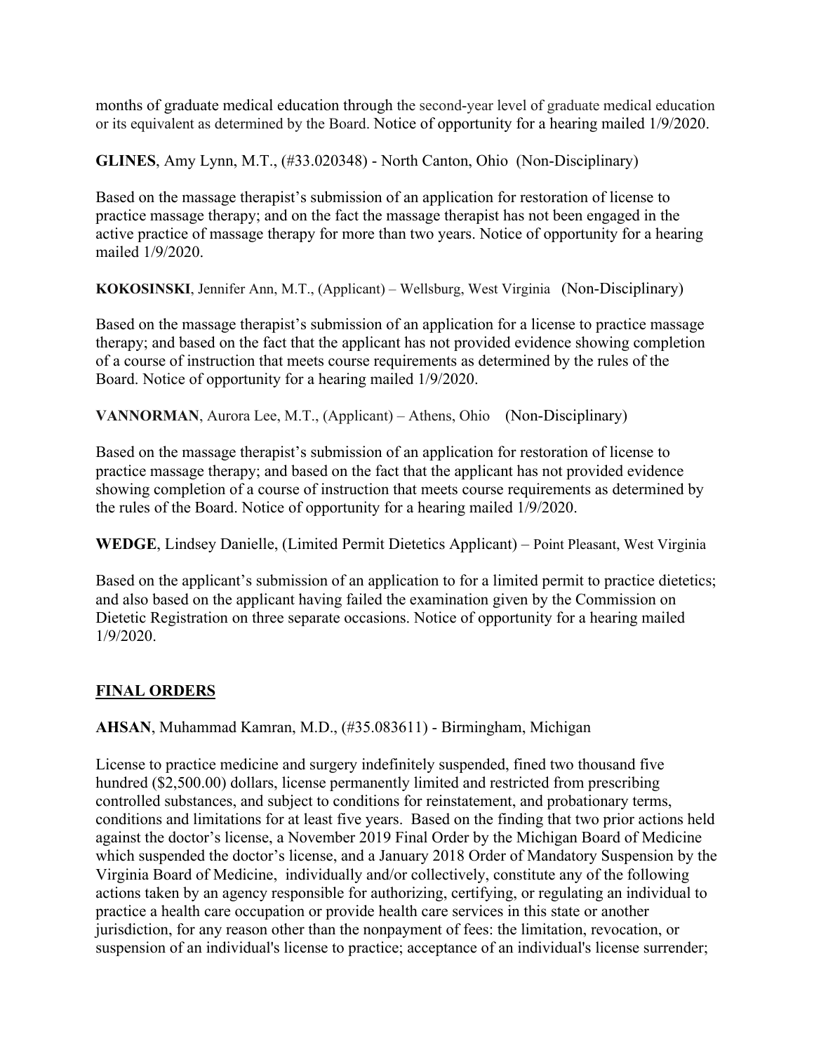months of graduate medical education through the second-year level of graduate medical education or its equivalent as determined by the Board. Notice of opportunity for a hearing mailed 1/9/2020.

**GLINES**, Amy Lynn, M.T., (#33.020348) - North Canton, Ohio (Non-Disciplinary)

Based on the massage therapist's submission of an application for restoration of license to practice massage therapy; and on the fact the massage therapist has not been engaged in the active practice of massage therapy for more than two years. Notice of opportunity for a hearing mailed 1/9/2020.

**KOKOSINSKI**, Jennifer Ann, M.T., (Applicant) – Wellsburg, West Virginia (Non-Disciplinary)

Based on the massage therapist's submission of an application for a license to practice massage therapy; and based on the fact that the applicant has not provided evidence showing completion of a course of instruction that meets course requirements as determined by the rules of the Board. Notice of opportunity for a hearing mailed 1/9/2020.

**VANNORMAN**, Aurora Lee, M.T., (Applicant) – Athens, Ohio (Non-Disciplinary)

Based on the massage therapist's submission of an application for restoration of license to practice massage therapy; and based on the fact that the applicant has not provided evidence showing completion of a course of instruction that meets course requirements as determined by the rules of the Board. Notice of opportunity for a hearing mailed 1/9/2020.

**WEDGE**, Lindsey Danielle, (Limited Permit Dietetics Applicant) – Point Pleasant, West Virginia

Based on the applicant's submission of an application to for a limited permit to practice dietetics; and also based on the applicant having failed the examination given by the Commission on Dietetic Registration on three separate occasions. Notice of opportunity for a hearing mailed 1/9/2020.

## FINAL ORDERS

**AHSAN**, Muhammad Kamran, M.D., (#35.083611) - Birmingham, Michigan

License to practice medicine and surgery indefinitely suspended, fined two thousand five hundred ($2,500.00) dollars, license permanently limited and restricted from prescribing controlled substances, and subject to conditions for reinstatement, and probationary terms, conditions and limitations for at least five years. Based on the finding that two prior actions held against the doctor's license, a November 2019 Final Order by the Michigan Board of Medicine which suspended the doctor's license, and a January 2018 Order of Mandatory Suspension by the Virginia Board of Medicine, individually and/or collectively, constitute any of the following actions taken by an agency responsible for authorizing, certifying, or regulating an individual to practice a health care occupation or provide health care services in this state or another jurisdiction, for any reason other than the nonpayment of fees: the limitation, revocation, or suspension of an individual's license to practice; acceptance of an individual's license surrender;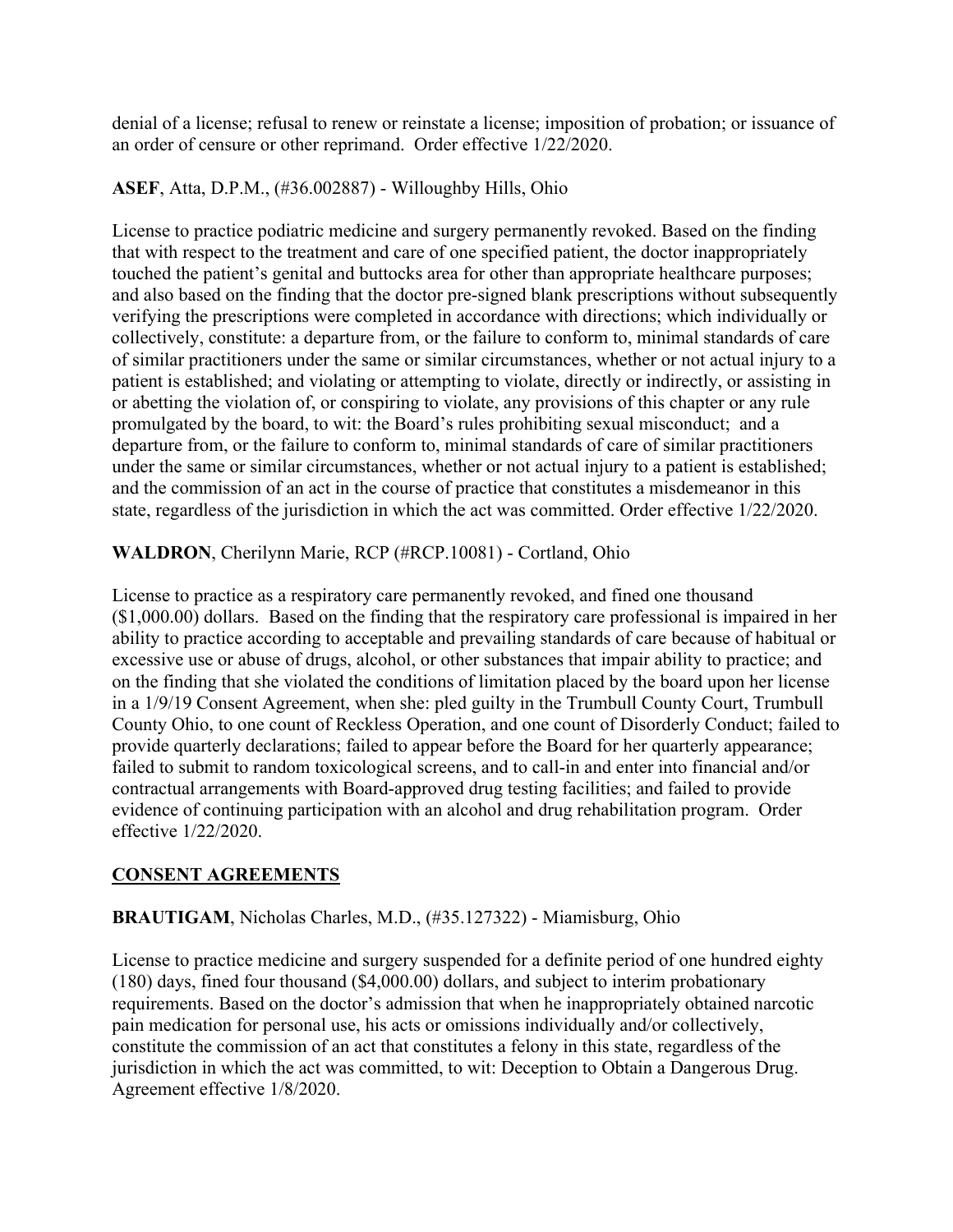denial of a license; refusal to renew or reinstate a license; imposition of probation; or issuance of an order of censure or other reprimand. Order effective 1/22/2020.

**ASEF**, Atta, D.P.M., (#36.002887) - Willoughby Hills, Ohio

License to practice podiatric medicine and surgery permanently revoked. Based on the finding that with respect to the treatment and care of one specified patient, the doctor inappropriately touched the patient's genital and buttocks area for other than appropriate healthcare purposes; and also based on the finding that the doctor pre-signed blank prescriptions without subsequently verifying the prescriptions were completed in accordance with directions; which individually or collectively, constitute: a departure from, or the failure to conform to, minimal standards of care of similar practitioners under the same or similar circumstances, whether or not actual injury to a patient is established; and violating or attempting to violate, directly or indirectly, or assisting in or abetting the violation of, or conspiring to violate, any provisions of this chapter or any rule promulgated by the board, to wit: the Board's rules prohibiting sexual misconduct; and a departure from, or the failure to conform to, minimal standards of care of similar practitioners under the same or similar circumstances, whether or not actual injury to a patient is established; and the commission of an act in the course of practice that constitutes a misdemeanor in this state, regardless of the jurisdiction in which the act was committed. Order effective 1/22/2020.

**WALDRON**, Cherilynn Marie, RCP (#RCP.10081) - Cortland, Ohio

License to practice as a respiratory care permanently revoked, and fined one thousand ($1,000.00) dollars. Based on the finding that the respiratory care professional is impaired in her ability to practice according to acceptable and prevailing standards of care because of habitual or excessive use or abuse of drugs, alcohol, or other substances that impair ability to practice; and on the finding that she violated the conditions of limitation placed by the board upon her license in a 1/9/19 Consent Agreement, when she: pled guilty in the Trumbull County Court, Trumbull County Ohio, to one count of Reckless Operation, and one count of Disorderly Conduct; failed to provide quarterly declarations; failed to appear before the Board for her quarterly appearance; failed to submit to random toxicological screens, and to call-in and enter into financial and/or contractual arrangements with Board-approved drug testing facilities; and failed to provide evidence of continuing participation with an alcohol and drug rehabilitation program. Order effective 1/22/2020.

## CONSENT AGREEMENTS

**BRAUTIGAM**, Nicholas Charles, M.D., (#35.127322) - Miamisburg, Ohio

License to practice medicine and surgery suspended for a definite period of one hundred eighty (180) days, fined four thousand ($4,000.00) dollars, and subject to interim probationary requirements. Based on the doctor's admission that when he inappropriately obtained narcotic pain medication for personal use, his acts or omissions individually and/or collectively, constitute the commission of an act that constitutes a felony in this state, regardless of the jurisdiction in which the act was committed, to wit: Deception to Obtain a Dangerous Drug. Agreement effective 1/8/2020.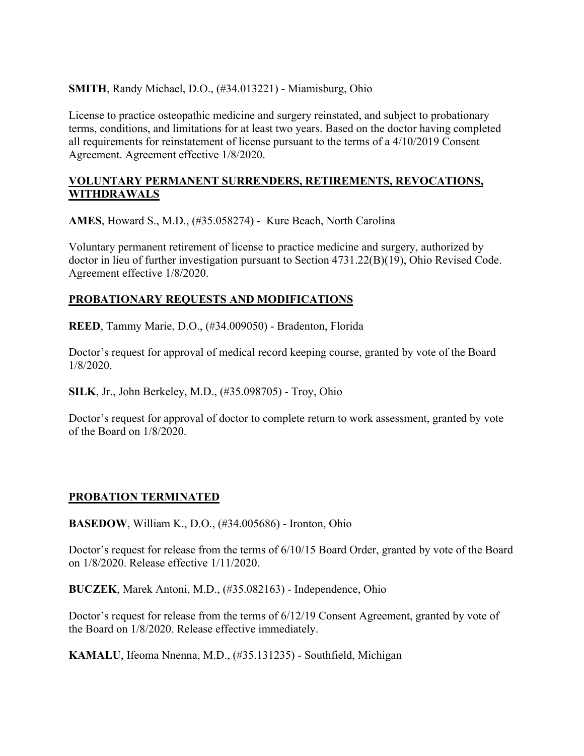**SMITH**, Randy Michael, D.O., (#34.013221) - Miamisburg, Ohio

License to practice osteopathic medicine and surgery reinstated, and subject to probationary terms, conditions, and limitations for at least two years. Based on the doctor having completed all requirements for reinstatement of license pursuant to the terms of a 4/10/2019 Consent Agreement. Agreement effective 1/8/2020.

## VOLUNTARY PERMANENT SURRENDERS, RETIREMENTS, REVOCATIONS, WITHDRAWALS

**AMES**, Howard S., M.D., (#35.058274) - Kure Beach, North Carolina

Voluntary permanent retirement of license to practice medicine and surgery, authorized by doctor in lieu of further investigation pursuant to Section 4731.22(B)(19), Ohio Revised Code. Agreement effective 1/8/2020.

## PROBATIONARY REQUESTS AND MODIFICATIONS

**REED**, Tammy Marie, D.O., (#34.009050) - Bradenton, Florida

Doctor's request for approval of medical record keeping course, granted by vote of the Board 1/8/2020.

**SILK**, Jr., John Berkeley, M.D., (#35.098705) - Troy, Ohio

Doctor's request for approval of doctor to complete return to work assessment, granted by vote of the Board on 1/8/2020.

## PROBATION TERMINATED

**BASEDOW**, William K., D.O., (#34.005686) - Ironton, Ohio

Doctor's request for release from the terms of 6/10/15 Board Order, granted by vote of the Board on 1/8/2020. Release effective 1/11/2020.

**BUCZEK**, Marek Antoni, M.D., (#35.082163) - Independence, Ohio

Doctor's request for release from the terms of 6/12/19 Consent Agreement, granted by vote of the Board on 1/8/2020. Release effective immediately.

**KAMALU**, Ifeoma Nnenna, M.D., (#35.131235) - Southfield, Michigan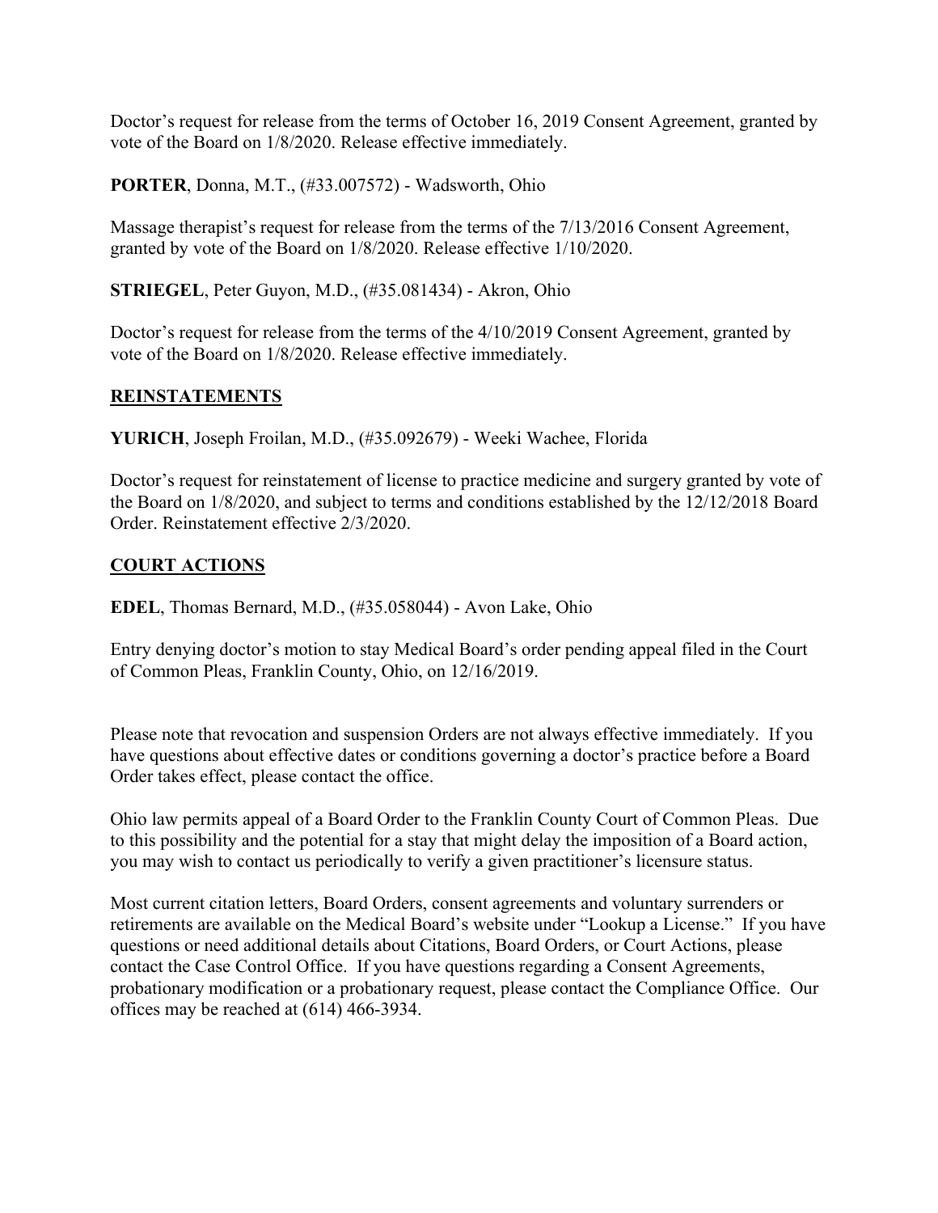Doctor's request for release from the terms of October 16, 2019 Consent Agreement, granted by vote of the Board on 1/8/2020. Release effective immediately.

**PORTER**, Donna, M.T., (#33.007572) - Wadsworth, Ohio

Massage therapist's request for release from the terms of the 7/13/2016 Consent Agreement, granted by vote of the Board on 1/8/2020. Release effective 1/10/2020.

**STRIEGEL**, Peter Guyon, M.D., (#35.081434) - Akron, Ohio

Doctor's request for release from the terms of the 4/10/2019 Consent Agreement, granted by vote of the Board on 1/8/2020. Release effective immediately.

## REINSTATEMENTS

**YURICH**, Joseph Froilan, M.D., (#35.092679) - Weeki Wachee, Florida

Doctor's request for reinstatement of license to practice medicine and surgery granted by vote of the Board on 1/8/2020, and subject to terms and conditions established by the 12/12/2018 Board Order. Reinstatement effective 2/3/2020.

## COURT ACTIONS

**EDEL**, Thomas Bernard, M.D., (#35.058044) - Avon Lake, Ohio

Entry denying doctor's motion to stay Medical Board's order pending appeal filed in the Court of Common Pleas, Franklin County, Ohio, on 12/16/2019.

Please note that revocation and suspension Orders are not always effective immediately. If you have questions about effective dates or conditions governing a doctor's practice before a Board Order takes effect, please contact the office.

Ohio law permits appeal of a Board Order to the Franklin County Court of Common Pleas. Due to this possibility and the potential for a stay that might delay the imposition of a Board action, you may wish to contact us periodically to verify a given practitioner's licensure status.

Most current citation letters, Board Orders, consent agreements and voluntary surrenders or retirements are available on the Medical Board's website under "Lookup a License." If you have questions or need additional details about Citations, Board Orders, or Court Actions, please contact the Case Control Office. If you have questions regarding a Consent Agreements, probationary modification or a probationary request, please contact the Compliance Office. Our offices may be reached at (614) 466-3934.